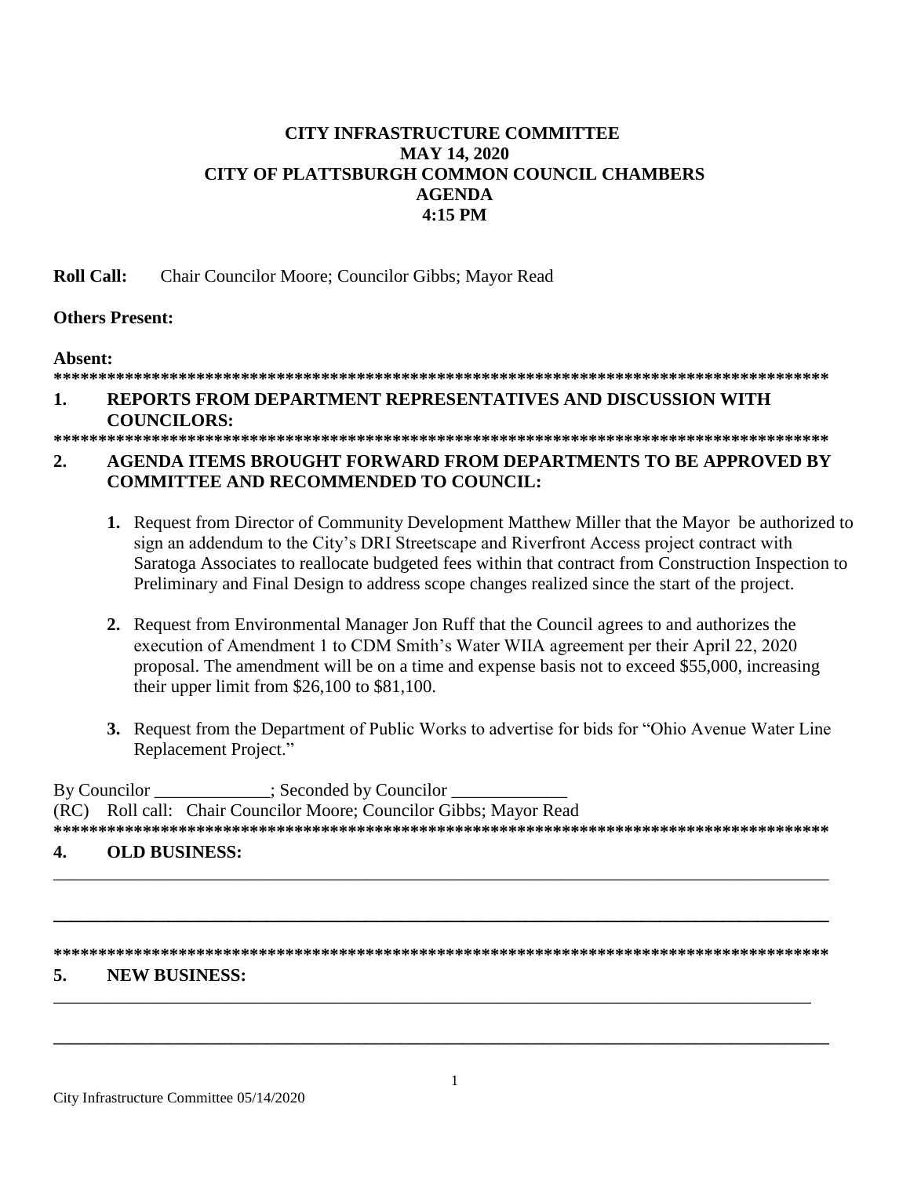**CITY INFRASTRUCTURE COMMITTEE**
**MAY 14, 2020**
**CITY OF PLATTSBURGH COMMON COUNCIL CHAMBERS**
**AGENDA**
**4:15 PM**

**Roll Call:** Chair Councilor Moore; Councilor Gibbs; Mayor Read

**Others Present:**

**Absent:**

*******************************************************************************************

**1. REPORTS FROM DEPARTMENT REPRESENTATIVES AND DISCUSSION WITH COUNCILORS:**

*******************************************************************************************

**2. AGENDA ITEMS BROUGHT FORWARD FROM DEPARTMENTS TO BE APPROVED BY COMMITTEE AND RECOMMENDED TO COUNCIL:**

1. Request from Director of Community Development Matthew Miller that the Mayor be authorized to sign an addendum to the City's DRI Streetscape and Riverfront Access project contract with Saratoga Associates to reallocate budgeted fees within that contract from Construction Inspection to Preliminary and Final Design to address scope changes realized since the start of the project.

2. Request from Environmental Manager Jon Ruff that the Council agrees to and authorizes the execution of Amendment 1 to CDM Smith's Water WIIA agreement per their April 22, 2020 proposal. The amendment will be on a time and expense basis not to exceed $55,000, increasing their upper limit from $26,100 to $81,100.

3. Request from the Department of Public Works to advertise for bids for "Ohio Avenue Water Line Replacement Project."

By Councilor _____________; Seconded by Councilor _____________
(RC) Roll call: Chair Councilor Moore; Councilor Gibbs; Mayor Read

*******************************************************************************************

**4. OLD BUSINESS:**

___________________________________________________________________________

___________________________________________________________________________

*******************************************************************************************

**5. NEW BUSINESS:**

___________________________________________________________________________

___________________________________________________________________________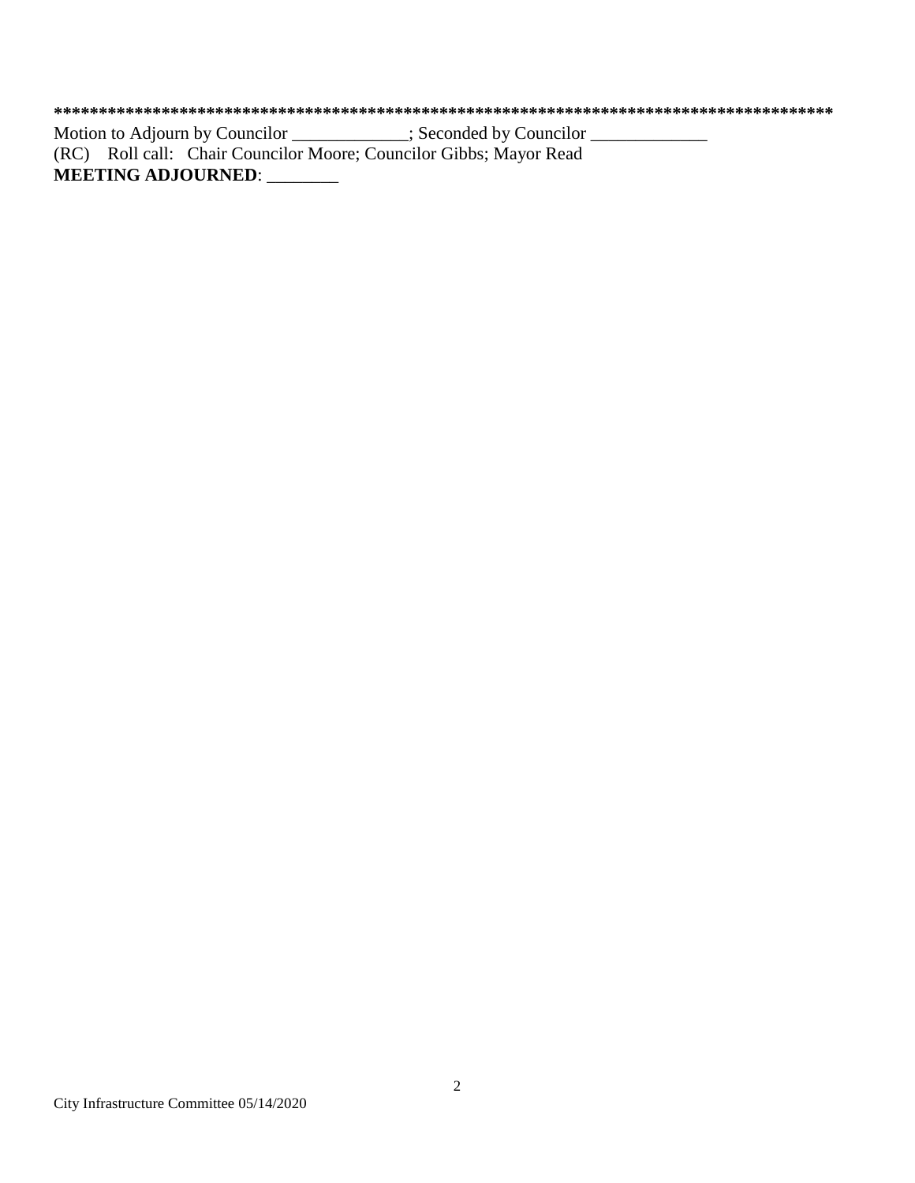**********************************************************************************

Motion to Adjourn by Councilor _____________; Seconded by Councilor _____________

(RC) Roll call: Chair Councilor Moore; Councilor Gibbs; Mayor Read

**MEETING ADJOURNED**: ________